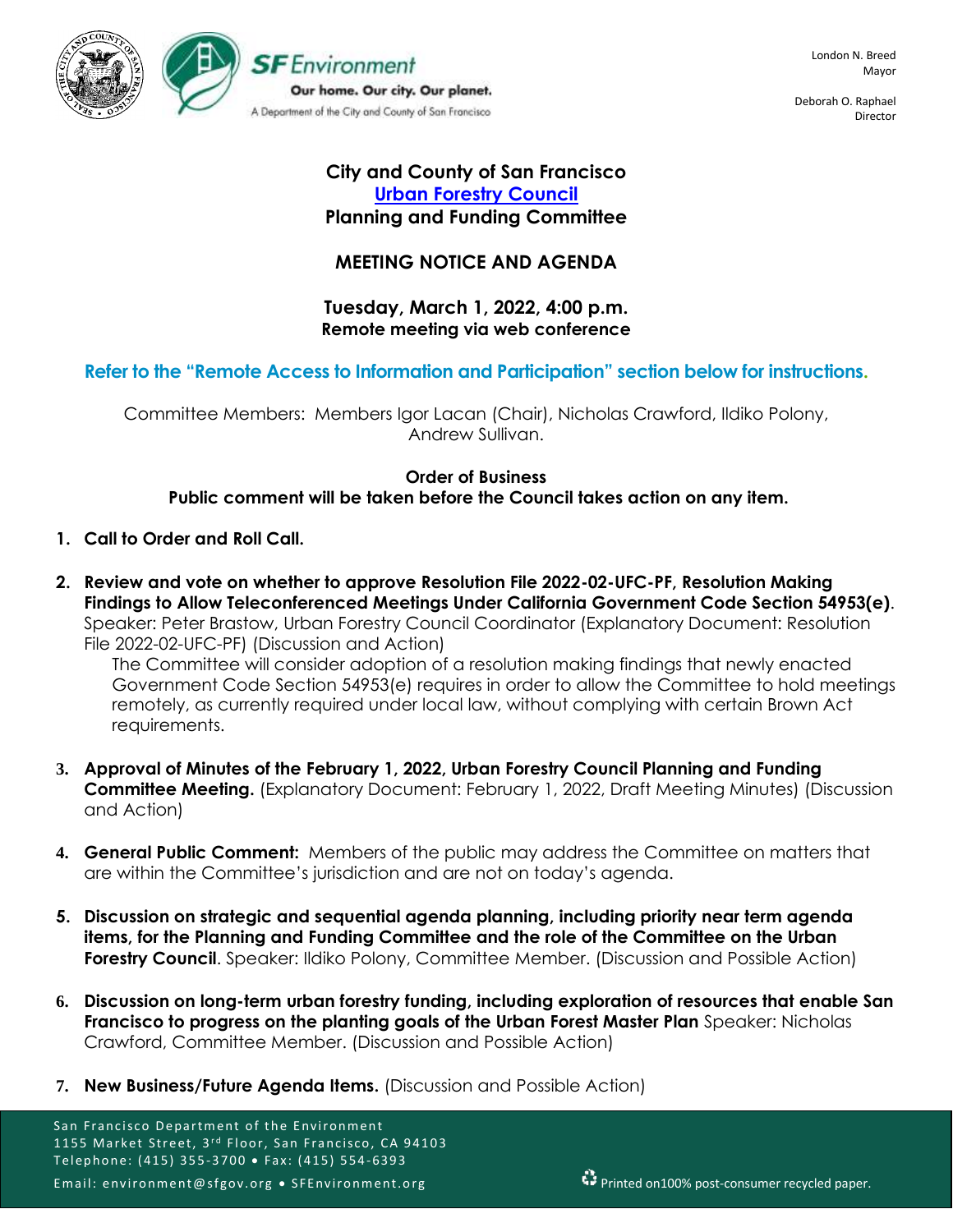SF Environment
Our home. Our city. Our planet.
A Department of the City and County of San Francisco

London N. Breed
Mayor

Deborah O. Raphael
Director

# City and County of San Francisco
## Urban Forestry Council
## Planning and Funding Committee

## MEETING NOTICE AND AGENDA

**Tuesday, March 1, 2022, 4:00 p.m.**
**Remote meeting via web conference**

**Refer to the "Remote Access to Information and Participation" section below for instructions.**

Committee Members: Members Igor Lacan (Chair), Nicholas Crawford, Ildiko Polony, Andrew Sullivan.

**Order of Business**
**Public comment will be taken before the Council takes action on any item.**

1. **Call to Order and Roll Call.**

2. **Review and vote on whether to approve Resolution File 2022-02-UFC-PF, Resolution Making Findings to Allow Teleconferenced Meetings Under California Government Code Section 54953(e)**. Speaker: Peter Brastow, Urban Forestry Council Coordinator (Explanatory Document: Resolution File 2022-02-UFC-PF) (Discussion and Action)

   The Committee will consider adoption of a resolution making findings that newly enacted Government Code Section 54953(e) requires in order to allow the Committee to hold meetings remotely, as currently required under local law, without complying with certain Brown Act requirements.

3. **Approval of Minutes of the February 1, 2022, Urban Forestry Council Planning and Funding Committee Meeting.** (Explanatory Document: February 1, 2022, Draft Meeting Minutes) (Discussion and Action)

4. **General Public Comment:** Members of the public may address the Committee on matters that are within the Committee's jurisdiction and are not on today's agenda.

5. **Discussion on strategic and sequential agenda planning, including priority near term agenda items, for the Planning and Funding Committee and the role of the Committee on the Urban Forestry Council**. Speaker: Ildiko Polony, Committee Member. (Discussion and Possible Action)

6. **Discussion on long-term urban forestry funding, including exploration of resources that enable San Francisco to progress on the planting goals of the Urban Forest Master Plan** Speaker: Nicholas Crawford, Committee Member. (Discussion and Possible Action)

7. **New Business/Future Agenda Items.** (Discussion and Possible Action)

San Francisco Department of the Environment
1155 Market Street, 3rd Floor, San Francisco, CA 94103
Telephone: (415) 355-3700 • Fax: (415) 554-6393
Email: environment@sfgov.org • SFEnvironment.org

Printed on100% post-consumer recycled paper.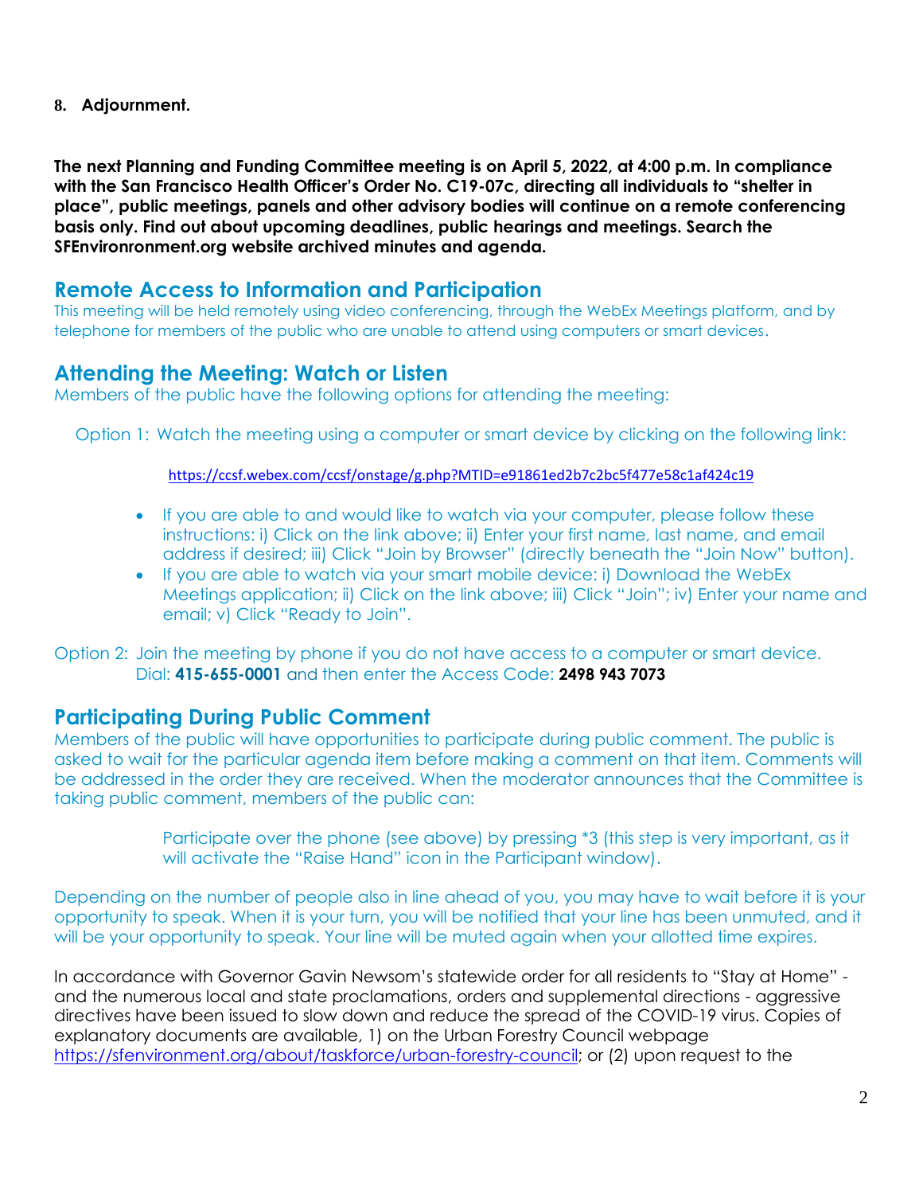8. **Adjournment.**

**The next Planning and Funding Committee meeting is on April 5, 2022, at 4:00 p.m. In compliance with the San Francisco Health Officer's Order No. C19-07c, directing all individuals to "shelter in place", public meetings, panels and other advisory bodies will continue on a remote conferencing basis only. Find out about upcoming deadlines, public hearings and meetings. Search the SFEnvironronment.org website archived minutes and agenda.**

## Remote Access to Information and Participation

This meeting will be held remotely using video conferencing, through the WebEx Meetings platform, and by telephone for members of the public who are unable to attend using computers or smart devices.

## Attending the Meeting: Watch or Listen

Members of the public have the following options for attending the meeting:

Option 1: Watch the meeting using a computer or smart device by clicking on the following link:

https://ccsf.webex.com/ccsf/onstage/g.php?MTID=e91861ed2b7c2bc5f477e58c1af424c19

- If you are able to and would like to watch via your computer, please follow these instructions: i) Click on the link above; ii) Enter your first name, last name, and email address if desired; iii) Click "Join by Browser" (directly beneath the "Join Now" button).
- If you are able to watch via your smart mobile device: i) Download the WebEx Meetings application; ii) Click on the link above; iii) Click "Join"; iv) Enter your name and email; v) Click "Ready to Join".

Option 2: Join the meeting by phone if you do not have access to a computer or smart device. Dial: **415-655-0001** and then enter the Access Code: **2498 943 7073**

## Participating During Public Comment

Members of the public will have opportunities to participate during public comment. The public is asked to wait for the particular agenda item before making a comment on that item. Comments will be addressed in the order they are received. When the moderator announces that the Committee is taking public comment, members of the public can:

Participate over the phone (see above) by pressing *3 (this step is very important, as it will activate the "Raise Hand" icon in the Participant window).

Depending on the number of people also in line ahead of you, you may have to wait before it is your opportunity to speak. When it is your turn, you will be notified that your line has been unmuted, and it will be your opportunity to speak. Your line will be muted again when your allotted time expires.

In accordance with Governor Gavin Newsom's statewide order for all residents to "Stay at Home" - and the numerous local and state proclamations, orders and supplemental directions - aggressive directives have been issued to slow down and reduce the spread of the COVID-19 virus. Copies of explanatory documents are available, 1) on the Urban Forestry Council webpage https://sfenvironment.org/about/taskforce/urban-forestry-council; or (2) upon request to the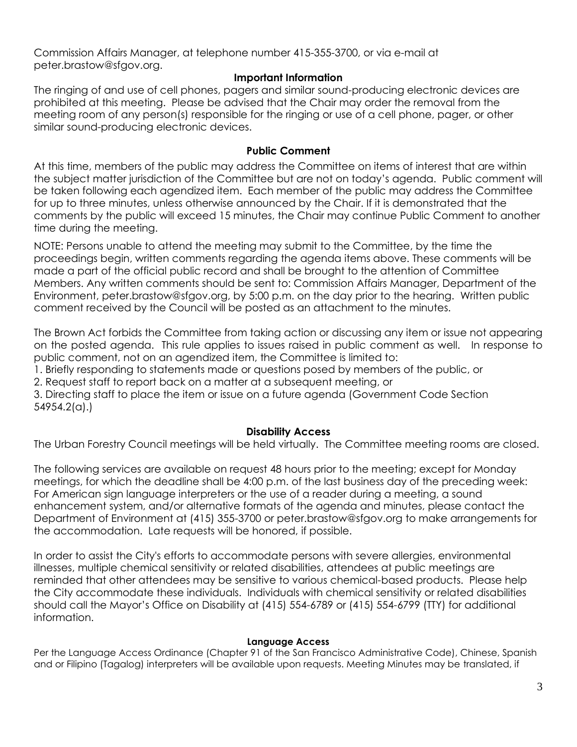Commission Affairs Manager, at telephone number 415-355-3700, or via e-mail at peter.brastow@sfgov.org.

**Important Information**

The ringing of and use of cell phones, pagers and similar sound-producing electronic devices are prohibited at this meeting. Please be advised that the Chair may order the removal from the meeting room of any person(s) responsible for the ringing or use of a cell phone, pager, or other similar sound-producing electronic devices.

**Public Comment**

At this time, members of the public may address the Committee on items of interest that are within the subject matter jurisdiction of the Committee but are not on today's agenda. Public comment will be taken following each agendized item. Each member of the public may address the Committee for up to three minutes, unless otherwise announced by the Chair. If it is demonstrated that the comments by the public will exceed 15 minutes, the Chair may continue Public Comment to another time during the meeting.

NOTE: Persons unable to attend the meeting may submit to the Committee, by the time the proceedings begin, written comments regarding the agenda items above. These comments will be made a part of the official public record and shall be brought to the attention of Committee Members. Any written comments should be sent to: Commission Affairs Manager, Department of the Environment, peter.brastow@sfgov.org, by 5:00 p.m. on the day prior to the hearing. Written public comment received by the Council will be posted as an attachment to the minutes.

The Brown Act forbids the Committee from taking action or discussing any item or issue not appearing on the posted agenda. This rule applies to issues raised in public comment as well. In response to public comment, not on an agendized item, the Committee is limited to:

1. Briefly responding to statements made or questions posed by members of the public, or
2. Request staff to report back on a matter at a subsequent meeting, or
3. Directing staff to place the item or issue on a future agenda (Government Code Section 54954.2(a).)

**Disability Access**

The Urban Forestry Council meetings will be held virtually. The Committee meeting rooms are closed.

The following services are available on request 48 hours prior to the meeting; except for Monday meetings, for which the deadline shall be 4:00 p.m. of the last business day of the preceding week: For American sign language interpreters or the use of a reader during a meeting, a sound enhancement system, and/or alternative formats of the agenda and minutes, please contact the Department of Environment at (415) 355-3700 or peter.brastow@sfgov.org to make arrangements for the accommodation. Late requests will be honored, if possible.

In order to assist the City's efforts to accommodate persons with severe allergies, environmental illnesses, multiple chemical sensitivity or related disabilities, attendees at public meetings are reminded that other attendees may be sensitive to various chemical-based products. Please help the City accommodate these individuals. Individuals with chemical sensitivity or related disabilities should call the Mayor's Office on Disability at (415) 554-6789 or (415) 554-6799 (TTY) for additional information.

**Language Access**

Per the Language Access Ordinance (Chapter 91 of the San Francisco Administrative Code), Chinese, Spanish and or Filipino (Tagalog) interpreters will be available upon requests. Meeting Minutes may be translated, if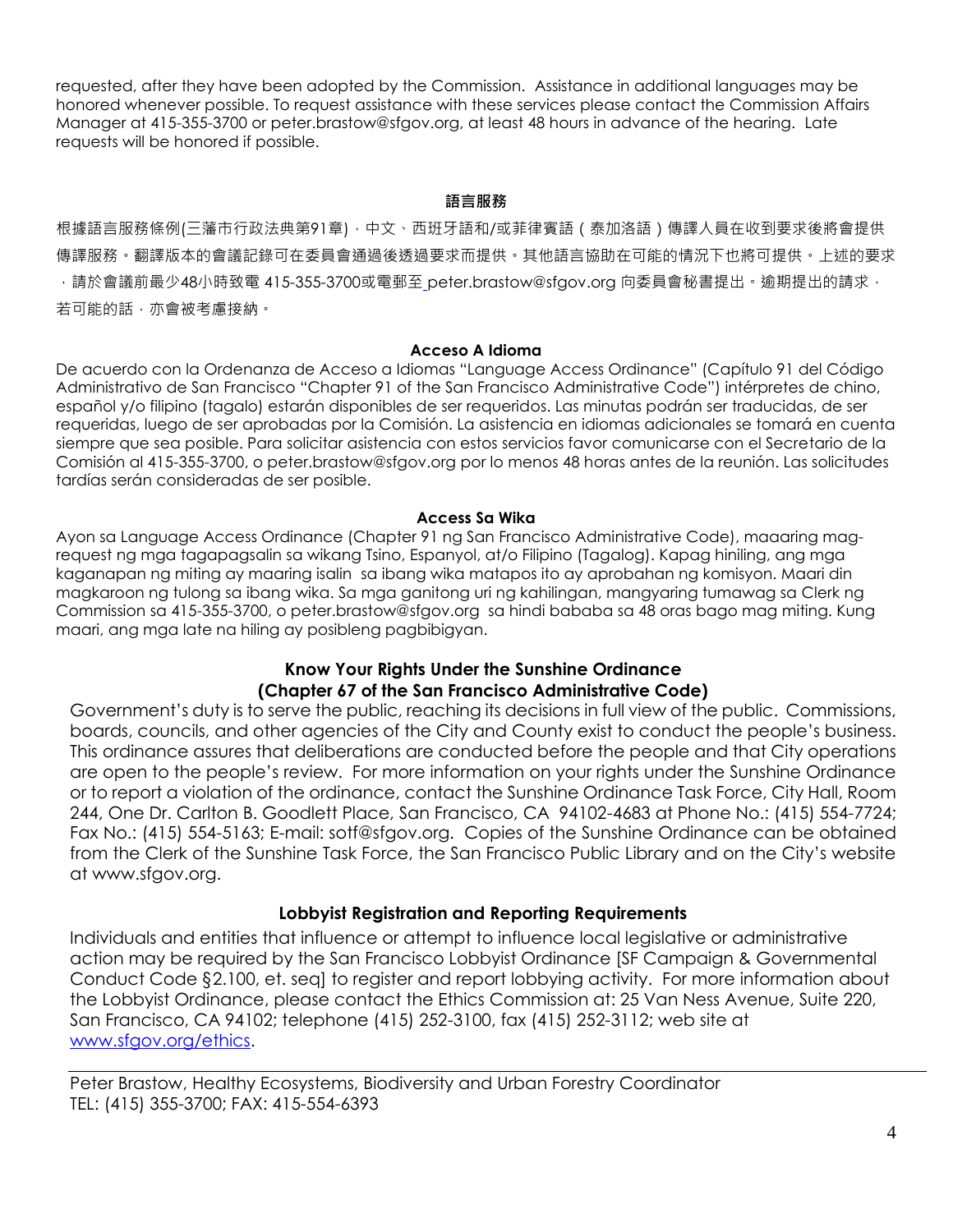requested, after they have been adopted by the Commission.  Assistance in additional languages may be honored whenever possible. To request assistance with these services please contact the Commission Affairs Manager at 415-355-3700 or peter.brastow@sfgov.org, at least 48 hours in advance of the hearing.  Late requests will be honored if possible.

**語言服務**

根據語言服務條例(三藩市行政法典第91章)，中文、西班牙語和/或菲律賓語（泰加洛語）傳譯人員在收到要求後將會提供傳譯服務。翻譯版本的會議記錄可在委員會通過後透過要求而提供。其他語言協助在可能的情況下也將可提供。上述的要求，請於會議前最少48小時致電 415-355-3700或電郵至 peter.brastow@sfgov.org 向委員會秘書提出。逾期提出的請求，若可能的話，亦會被考慮接納。

**Acceso A Idioma**

De acuerdo con la Ordenanza de Acceso a Idiomas "Language Access Ordinance" (Capítulo 91 del Código Administrativo de San Francisco "Chapter 91 of the San Francisco Administrative Code") intérpretes de chino, español y/o filipino (tagalo) estarán disponibles de ser requeridos. Las minutas podrán ser traducidas, de ser requeridas, luego de ser aprobadas por la Comisión. La asistencia en idiomas adicionales se tomará en cuenta siempre que sea posible. Para solicitar asistencia con estos servicios favor comunicarse con el Secretario de la Comisión al 415-355-3700, o peter.brastow@sfgov.org por lo menos 48 horas antes de la reunión. Las solicitudes tardías serán consideradas de ser posible.

**Access Sa Wika**

Ayon sa Language Access Ordinance (Chapter 91 ng San Francisco Administrative Code), maaaring mag-request ng mga tagapagsalin sa wikang Tsino, Espanyol, at/o Filipino (Tagalog). Kapag hiniling, ang mga kaganapan ng miting ay maaring isalin sa ibang wika matapos ito ay aprobahan ng komisyon. Maari din magkaroon ng tulong sa ibang wika. Sa mga ganitong uri ng kahilingan, mangyaring tumawag sa Clerk ng Commission sa 415-355-3700, o peter.brastow@sfgov.org sa hindi bababa sa 48 oras bago mag miting. Kung maari, ang mga late na hiling ay posibleng pagbibigyan.

**Know Your Rights Under the Sunshine Ordinance**
**(Chapter 67 of the San Francisco Administrative Code)**

Government's duty is to serve the public, reaching its decisions in full view of the public.  Commissions, boards, councils, and other agencies of the City and County exist to conduct the people's business. This ordinance assures that deliberations are conducted before the people and that City operations are open to the people's review.  For more information on your rights under the Sunshine Ordinance or to report a violation of the ordinance, contact the Sunshine Ordinance Task Force, City Hall, Room 244, One Dr. Carlton B. Goodlett Place, San Francisco, CA  94102-4683 at Phone No.: (415) 554-7724; Fax No.: (415) 554-5163; E-mail: sotf@sfgov.org.  Copies of the Sunshine Ordinance can be obtained from the Clerk of the Sunshine Task Force, the San Francisco Public Library and on the City's website at www.sfgov.org.

**Lobbyist Registration and Reporting Requirements**

Individuals and entities that influence or attempt to influence local legislative or administrative action may be required by the San Francisco Lobbyist Ordinance [SF Campaign & Governmental Conduct Code §2.100, et. seq] to register and report lobbying activity.  For more information about the Lobbyist Ordinance, please contact the Ethics Commission at: 25 Van Ness Avenue, Suite 220, San Francisco, CA 94102; telephone (415) 252-3100, fax (415) 252-3112; web site at www.sfgov.org/ethics.

---

Peter Brastow, Healthy Ecosystems, Biodiversity and Urban Forestry Coordinator
TEL: (415) 355-3700; FAX: 415-554-6393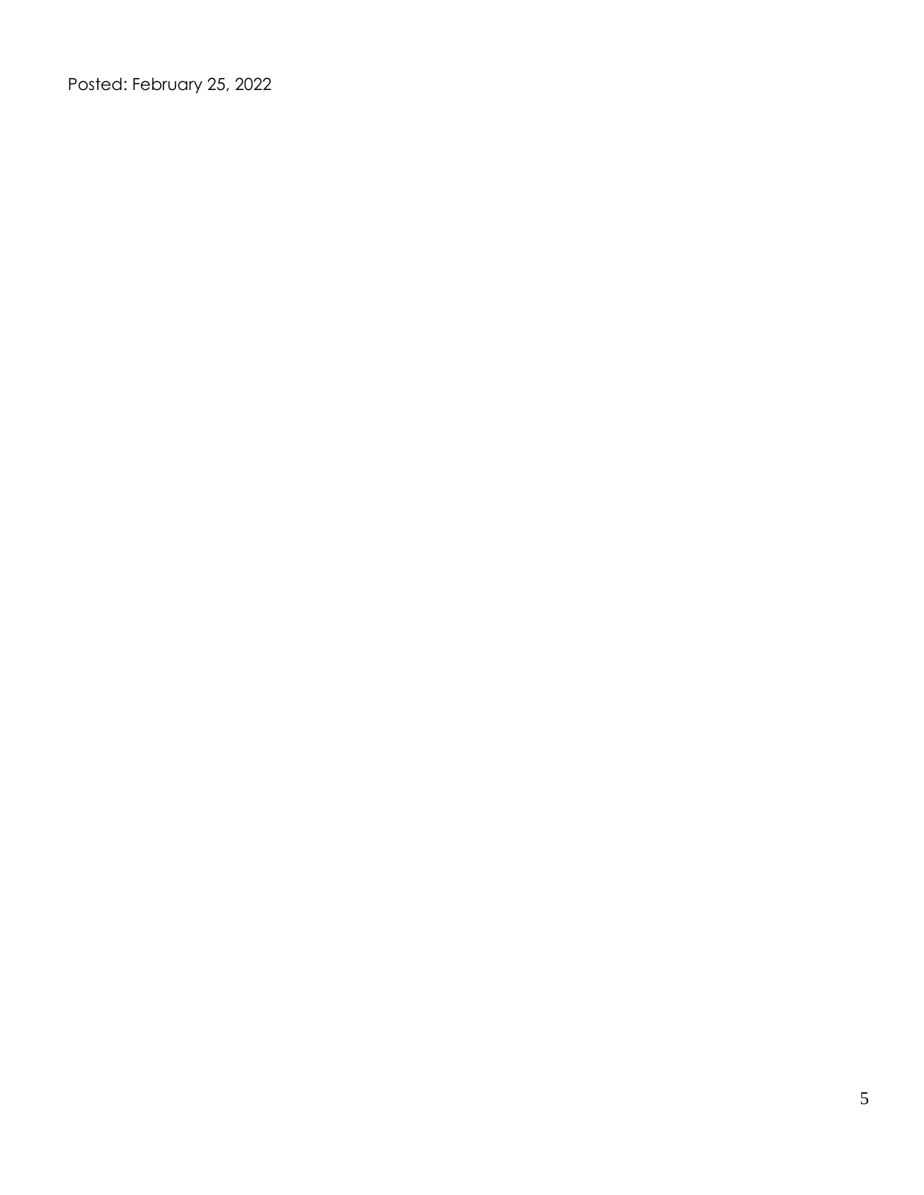Posted: February 25, 2022